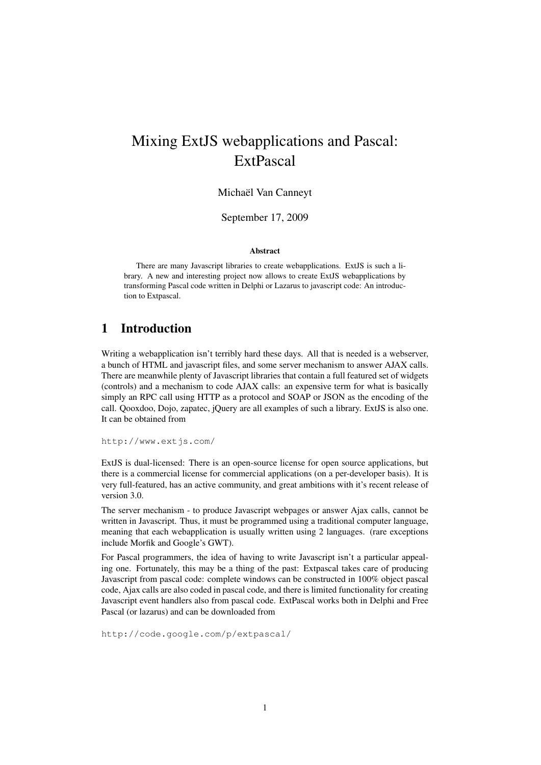# Mixing ExtJS webapplications and Pascal: ExtPascal

Michaël Van Canneyt

September 17, 2009

**Abstract**

There are many Javascript libraries to create webapplications. ExtJS is such a library. A new and interesting project now allows to create ExtJS webapplications by transforming Pascal code written in Delphi or Lazarus to javascript code: An introduction to Extpascal.

## 1 Introduction

Writing a webapplication isn't terribly hard these days. All that is needed is a webserver, a bunch of HTML and javascript files, and some server mechanism to answer AJAX calls. There are meanwhile plenty of Javascript libraries that contain a full featured set of widgets (controls) and a mechanism to code AJAX calls: an expensive term for what is basically simply an RPC call using HTTP as a protocol and SOAP or JSON as the encoding of the call. Qooxdoo, Dojo, zapatec, jQuery are all examples of such a library. ExtJS is also one. It can be obtained from

```
http://www.extjs.com/
```

ExtJS is dual-licensed: There is an open-source license for open source applications, but there is a commercial license for commercial applications (on a per-developer basis). It is very full-featured, has an active community, and great ambitions with it's recent release of version 3.0.

The server mechanism - to produce Javascript webpages or answer Ajax calls, cannot be written in Javascript. Thus, it must be programmed using a traditional computer language, meaning that each webapplication is usually written using 2 languages. (rare exceptions include Morfik and Google's GWT).

For Pascal programmers, the idea of having to write Javascript isn't a particular appealing one. Fortunately, this may be a thing of the past: Extpascal takes care of producing Javascript from pascal code: complete windows can be constructed in 100% object pascal code, Ajax calls are also coded in pascal code, and there is limited functionality for creating Javascript event handlers also from pascal code. ExtPascal works both in Delphi and Free Pascal (or lazarus) and can be downloaded from

```
http://code.google.com/p/extpascal/
```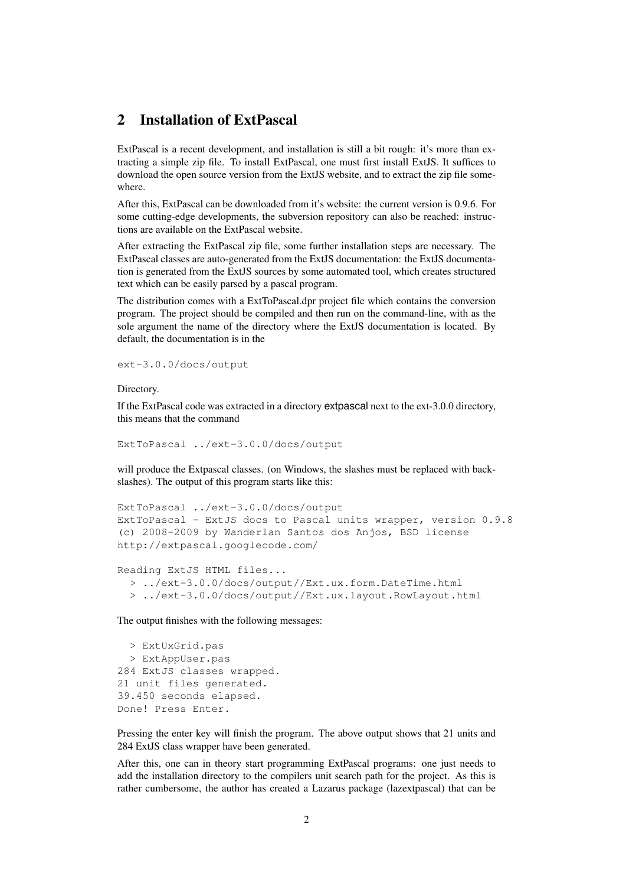## 2 Installation of ExtPascal

ExtPascal is a recent development, and installation is still a bit rough: it's more than extracting a simple zip file. To install ExtPascal, one must first install ExtJS. It suffices to download the open source version from the ExtJS website, and to extract the zip file somewhere.

After this, ExtPascal can be downloaded from it's website: the current version is 0.9.6. For some cutting-edge developments, the subversion repository can also be reached: instructions are available on the ExtPascal website.

After extracting the ExtPascal zip file, some further installation steps are necessary. The ExtPascal classes are auto-generated from the ExtJS documentation: the ExtJS documentation is generated from the ExtJS sources by some automated tool, which creates structured text which can be easily parsed by a pascal program.

The distribution comes with a ExtToPascal.dpr project file which contains the conversion program. The project should be compiled and then run on the command-line, with as the sole argument the name of the directory where the ExtJS documentation is located. By default, the documentation is in the

```
ext-3.0.0/docs/output
```

Directory.

If the ExtPascal code was extracted in a directory extpascal next to the ext-3.0.0 directory, this means that the command

```
ExtToPascal ../ext-3.0.0/docs/output
```

will produce the Extpascal classes. (on Windows, the slashes must be replaced with backslashes). The output of this program starts like this:

```
ExtToPascal ../ext-3.0.0/docs/output
ExtToPascal - ExtJS docs to Pascal units wrapper, version 0.9.8
(c) 2008-2009 by Wanderlan Santos dos Anjos, BSD license
http://extpascal.googlecode.com/

Reading ExtJS HTML files...
  > ../ext-3.0.0/docs/output//Ext.ux.form.DateTime.html
  > ../ext-3.0.0/docs/output//Ext.ux.layout.RowLayout.html
```

The output finishes with the following messages:

```
  > ExtUxGrid.pas
  > ExtAppUser.pas
284 ExtJS classes wrapped.
21 unit files generated.
39.450 seconds elapsed.
Done! Press Enter.
```

Pressing the enter key will finish the program. The above output shows that 21 units and 284 ExtJS class wrapper have been generated.

After this, one can in theory start programming ExtPascal programs: one just needs to add the installation directory to the compilers unit search path for the project. As this is rather cumbersome, the author has created a Lazarus package (lazextpascal) that can be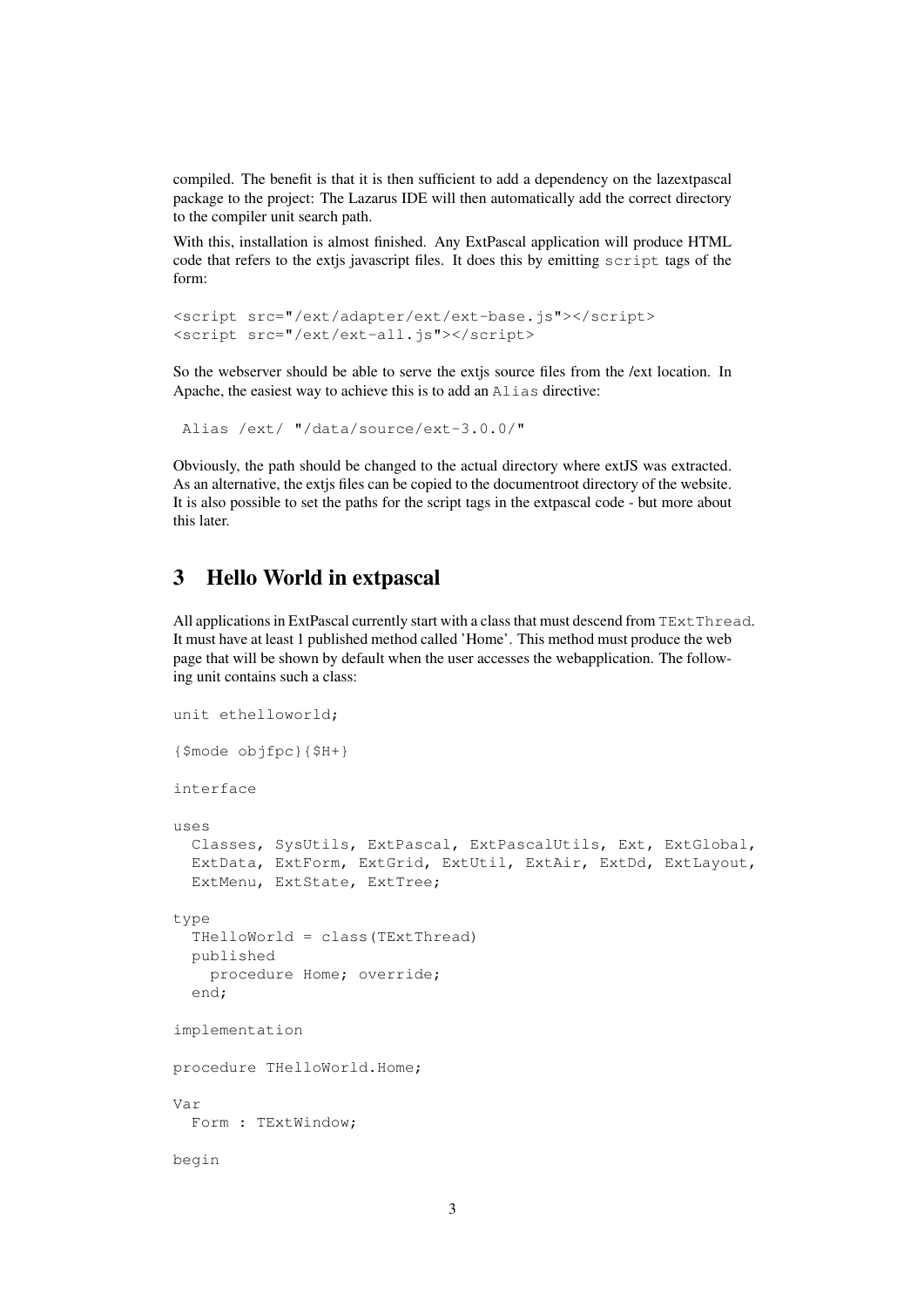compiled. The benefit is that it is then sufficient to add a dependency on the lazextpascal package to the project: The Lazarus IDE will then automatically add the correct directory to the compiler unit search path.

With this, installation is almost finished. Any ExtPascal application will produce HTML code that refers to the extjs javascript files. It does this by emitting `script` tags of the form:

```
<script src="/ext/adapter/ext/ext-base.js"></script>
<script src="/ext/ext-all.js"></script>
```

So the webserver should be able to serve the extjs source files from the /ext location. In Apache, the easiest way to achieve this is to add an `Alias` directive:

```
 Alias /ext/ "/data/source/ext-3.0.0/"
```

Obviously, the path should be changed to the actual directory where extJS was extracted. As an alternative, the extjs files can be copied to the documentroot directory of the website. It is also possible to set the paths for the script tags in the extpascal code - but more about this later.

## 3 Hello World in extpascal

All applications in ExtPascal currently start with a class that must descend from `TExtThread`. It must have at least 1 published method called 'Home'. This method must produce the web page that will be shown by default when the user accesses the webapplication. The following unit contains such a class:

```
unit ethelloworld;

{$mode objfpc}{$H+}

interface

uses
  Classes, SysUtils, ExtPascal, ExtPascalUtils, Ext, ExtGlobal,
  ExtData, ExtForm, ExtGrid, ExtUtil, ExtAir, ExtDd, ExtLayout,
  ExtMenu, ExtState, ExtTree;

type
  THelloWorld = class(TExtThread)
  published
    procedure Home; override;
  end;

implementation

procedure THelloWorld.Home;

Var
  Form : TExtWindow;

begin
```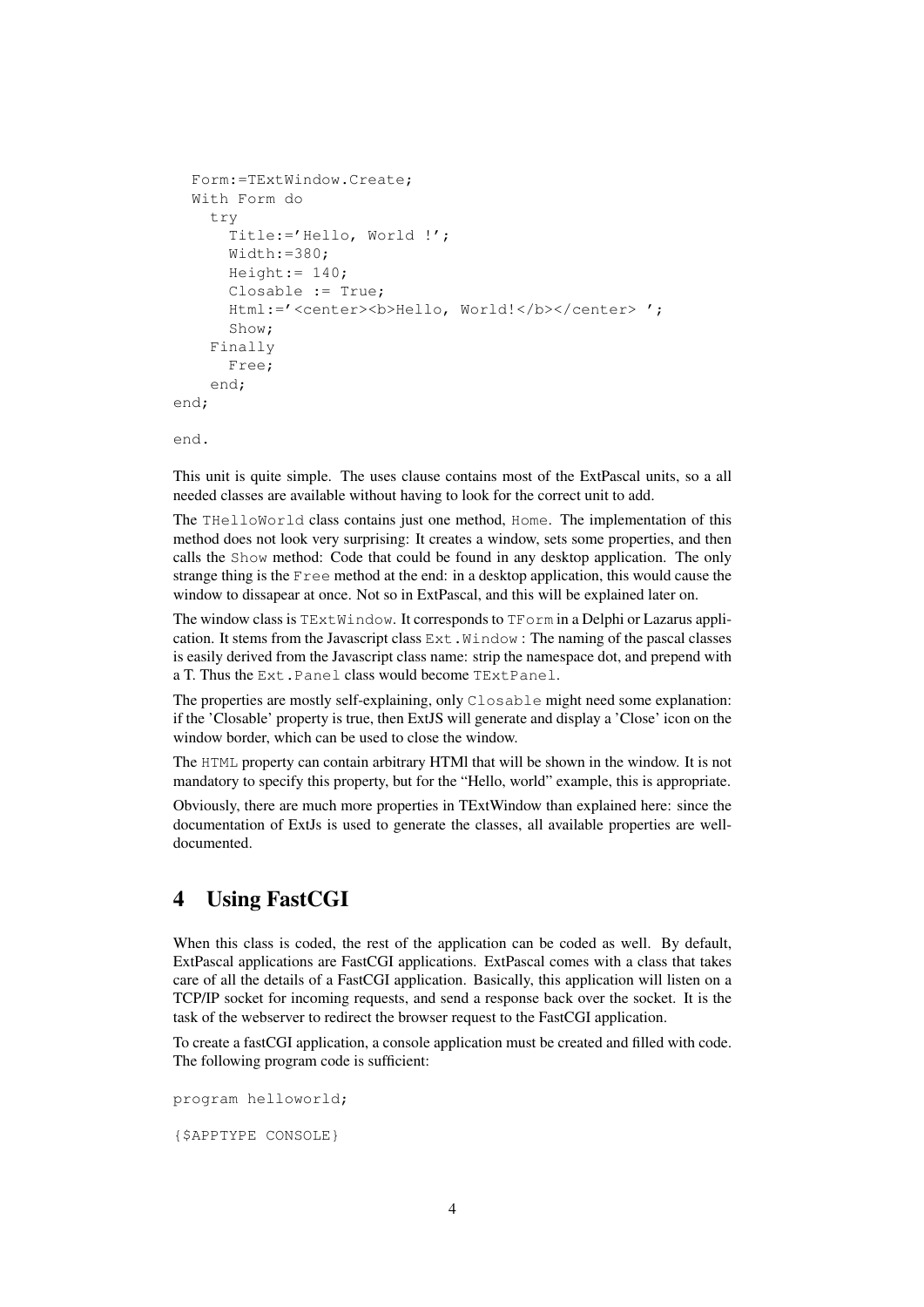```
  Form:=TExtWindow.Create;
  With Form do
    try
      Title:='Hello, World !';
      Width:=380;
      Height:= 140;
      Closable := True;
      Html:='<center><b>Hello, World!</b></center> ';
      Show;
    Finally
      Free;
    end;
end;

end.
```

This unit is quite simple. The uses clause contains most of the ExtPascal units, so a all needed classes are available without having to look for the correct unit to add.

The `THelloWorld` class contains just one method, `Home`. The implementation of this method does not look very surprising: It creates a window, sets some properties, and then calls the `Show` method: Code that could be found in any desktop application. The only strange thing is the `Free` method at the end: in a desktop application, this would cause the window to dissapear at once. Not so in ExtPascal, and this will be explained later on.

The window class is `TExtWindow`. It corresponds to `TForm` in a Delphi or Lazarus application. It stems from the Javascript class `Ext.Window` : The naming of the pascal classes is easily derived from the Javascript class name: strip the namespace dot, and prepend with a T. Thus the `Ext.Panel` class would become `TExtPanel`.

The properties are mostly self-explaining, only `Closable` might need some explanation: if the 'Closable' property is true, then ExtJS will generate and display a 'Close' icon on the window border, which can be used to close the window.

The `HTML` property can contain arbitrary HTMl that will be shown in the window. It is not mandatory to specify this property, but for the "Hello, world" example, this is appropriate.

Obviously, there are much more properties in TExtWindow than explained here: since the documentation of ExtJs is used to generate the classes, all available properties are well-documented.

## 4 Using FastCGI

When this class is coded, the rest of the application can be coded as well. By default, ExtPascal applications are FastCGI applications. ExtPascal comes with a class that takes care of all the details of a FastCGI application. Basically, this application will listen on a TCP/IP socket for incoming requests, and send a response back over the socket. It is the task of the webserver to redirect the browser request to the FastCGI application.

To create a fastCGI application, a console application must be created and filled with code. The following program code is sufficient:

```
program helloworld;

{$APPTYPE CONSOLE}
```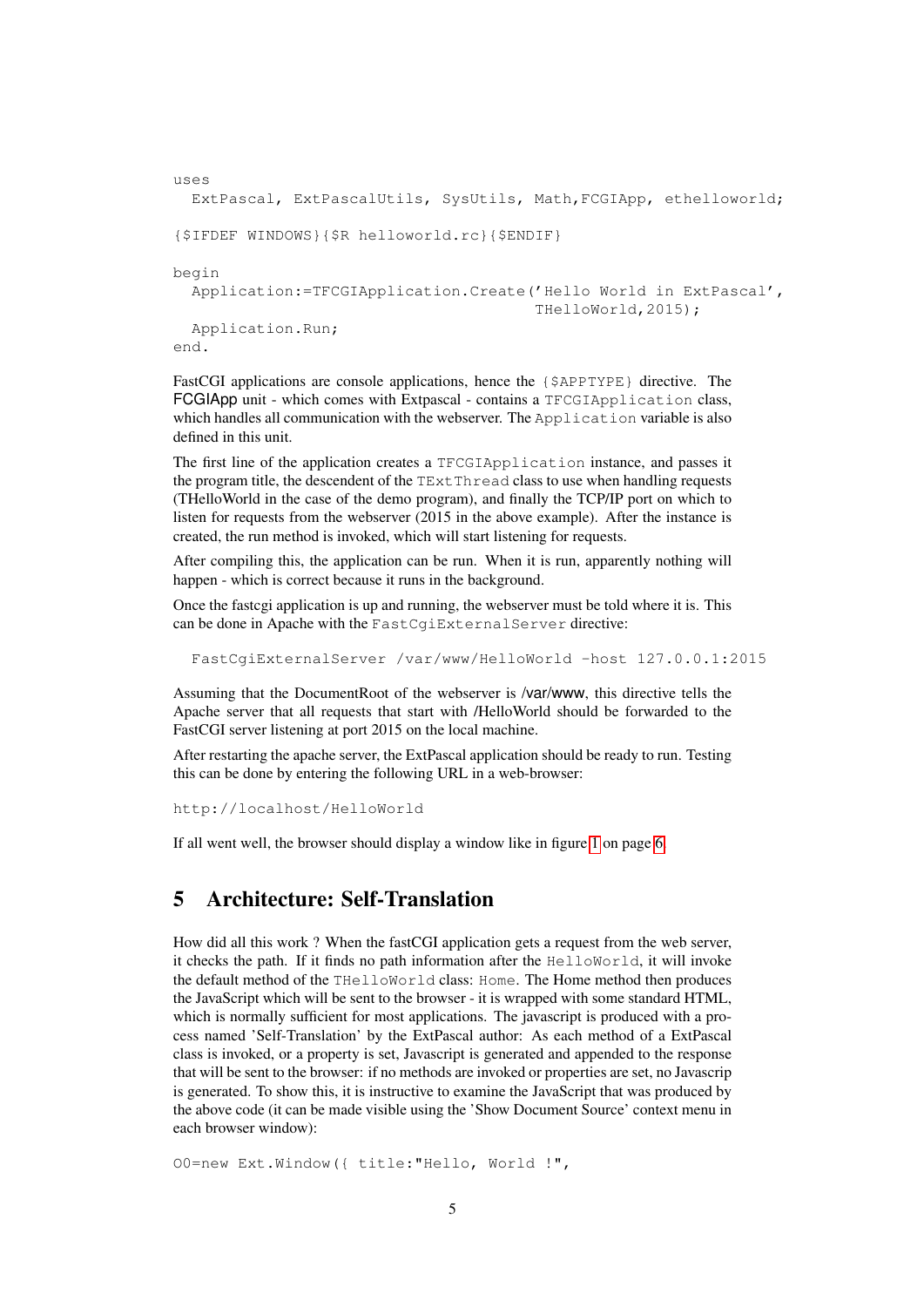```
uses
  ExtPascal, ExtPascalUtils, SysUtils, Math,FCGIApp, ethelloworld;

{$IFDEF WINDOWS}{$R helloworld.rc}{$ENDIF}

begin
  Application:=TFCGIApplication.Create('Hello World in ExtPascal',
                                       THelloWorld,2015);
  Application.Run;
end.
```

FastCGI applications are console applications, hence the `{$APPTYPE}` directive. The FCGIApp unit - which comes with Extpascal - contains a `TFCGIApplication` class, which handles all communication with the webserver. The `Application` variable is also defined in this unit.

The first line of the application creates a `TFCGIApplication` instance, and passes it the program title, the descendent of the `TExtThread` class to use when handling requests (THelloWorld in the case of the demo program), and finally the TCP/IP port on which to listen for requests from the webserver (2015 in the above example). After the instance is created, the run method is invoked, which will start listening for requests.

After compiling this, the application can be run. When it is run, apparently nothing will happen - which is correct because it runs in the background.

Once the fastcgi application is up and running, the webserver must be told where it is. This can be done in Apache with the `FastCgiExternalServer` directive:

```
FastCgiExternalServer /var/www/HelloWorld -host 127.0.0.1:2015
```

Assuming that the DocumentRoot of the webserver is /var/www, this directive tells the Apache server that all requests that start with /HelloWorld should be forwarded to the FastCGI server listening at port 2015 on the local machine.

After restarting the apache server, the ExtPascal application should be ready to run. Testing this can be done by entering the following URL in a web-browser:

```
http://localhost/HelloWorld
```

If all went well, the browser should display a window like in figure 1 on page 6.

## 5 Architecture: Self-Translation

How did all this work ? When the fastCGI application gets a request from the web server, it checks the path. If it finds no path information after the `HelloWorld`, it will invoke the default method of the `THelloWorld` class: `Home`. The Home method then produces the JavaScript which will be sent to the browser - it is wrapped with some standard HTML, which is normally sufficient for most applications. The javascript is produced with a process named 'Self-Translation' by the ExtPascal author: As each method of a ExtPascal class is invoked, or a property is set, Javascript is generated and appended to the response that will be sent to the browser: if no methods are invoked or properties are set, no Javascrip is generated. To show this, it is instructive to examine the JavaScript that was produced by the above code (it can be made visible using the 'Show Document Source' context menu in each browser window):

```
O0=new Ext.Window({ title:"Hello, World !",
```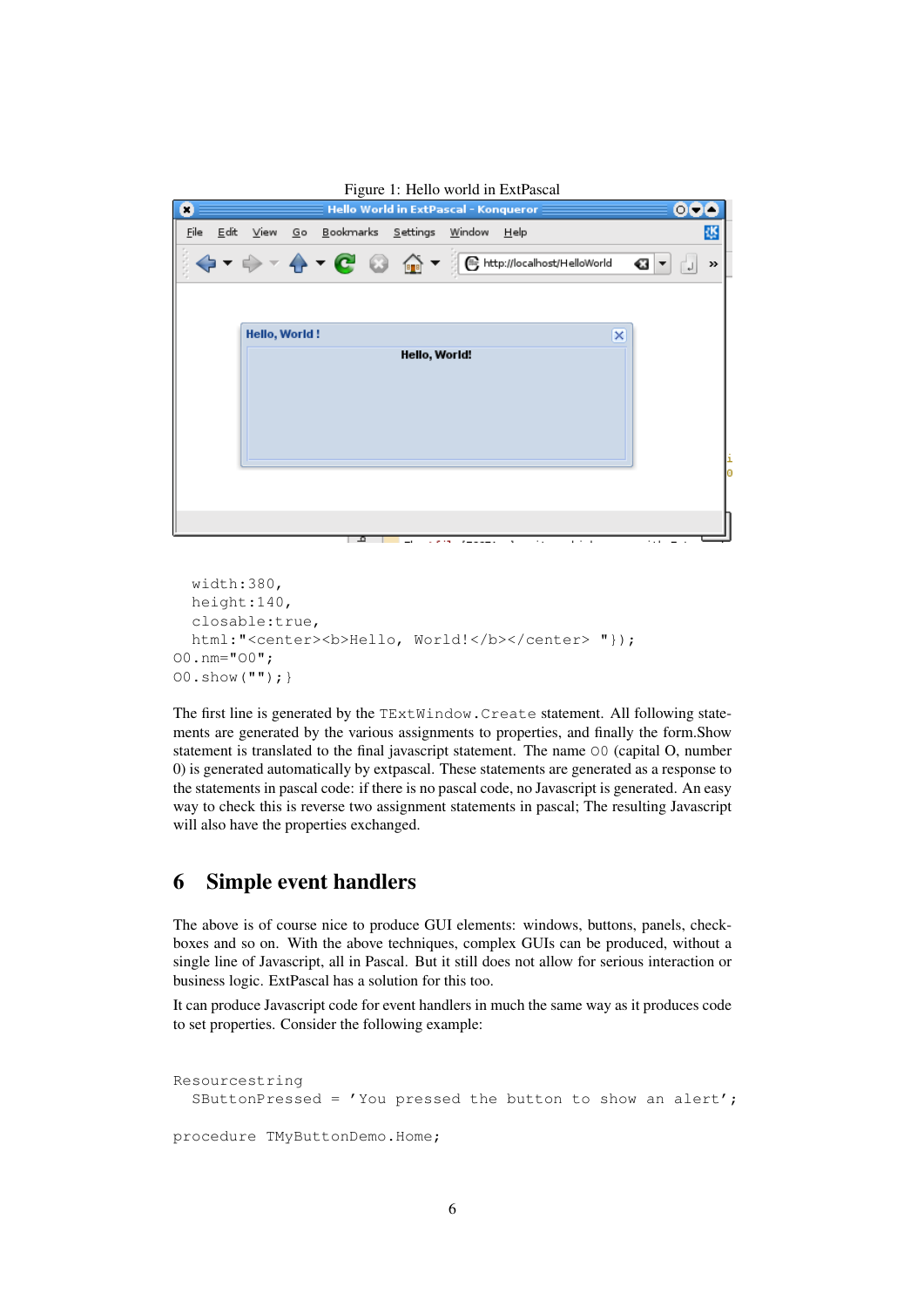Figure 1: Hello world in ExtPascal

```
  width:380,
  height:140,
  closable:true,
  html:"<center><b>Hello, World!</b></center> "});
O0.nm="O0";
O0.show("");}
```

The first line is generated by the `TExtWindow.Create` statement. All following statements are generated by the various assignments to properties, and finally the form.Show statement is translated to the final javascript statement. The name `O0` (capital O, number 0) is generated automatically by extpascal. These statements are generated as a response to the statements in pascal code: if there is no pascal code, no Javascript is generated. An easy way to check this is reverse two assignment statements in pascal; The resulting Javascript will also have the properties exchanged.

# 6 Simple event handlers

The above is of course nice to produce GUI elements: windows, buttons, panels, checkboxes and so on. With the above techniques, complex GUIs can be produced, without a single line of Javascript, all in Pascal. But it still does not allow for serious interaction or business logic. ExtPascal has a solution for this too.

It can produce Javascript code for event handlers in much the same way as it produces code to set properties. Consider the following example:

```
Resourcestring
  SButtonPressed = 'You pressed the button to show an alert';

procedure TMyButtonDemo.Home;
```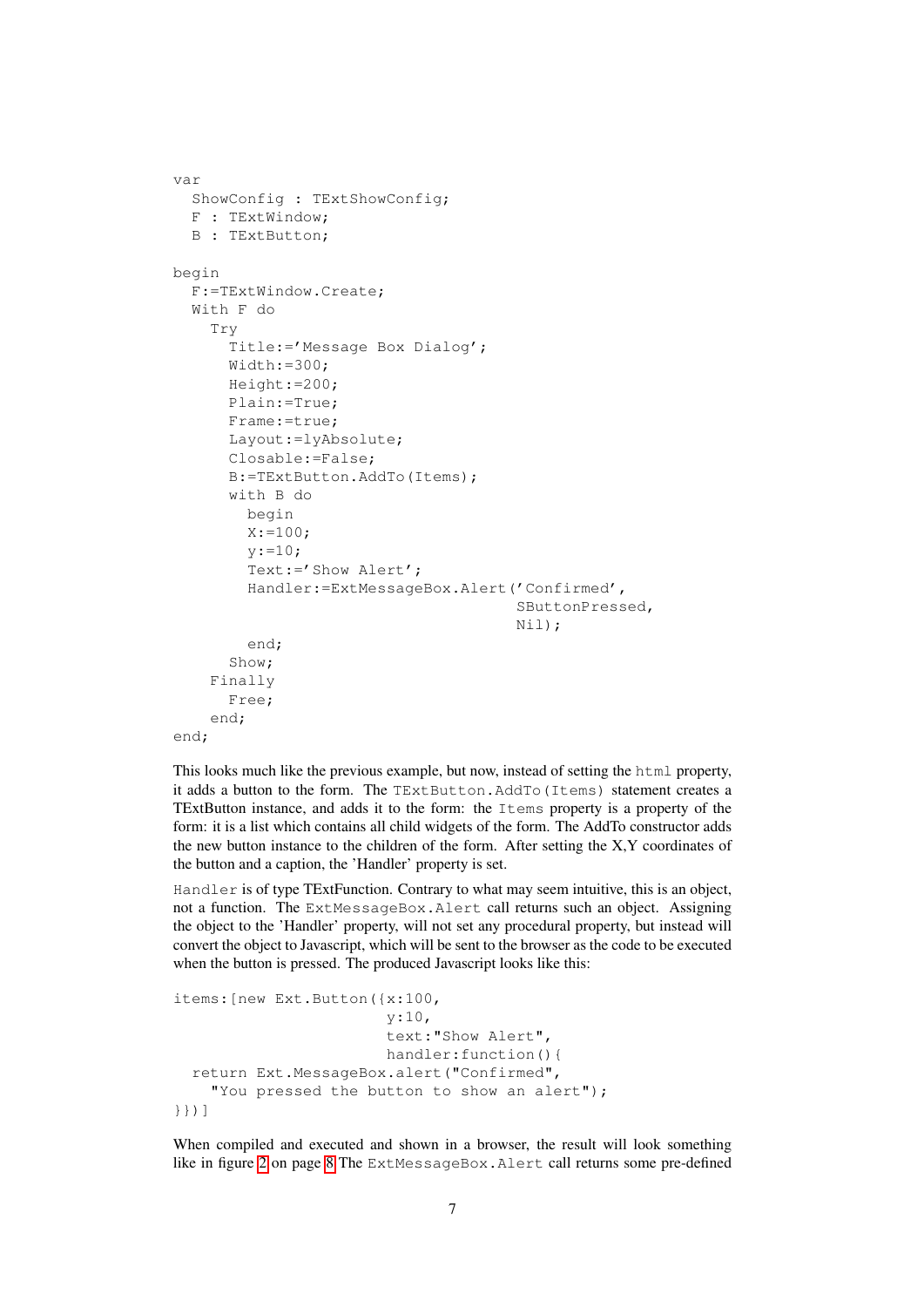```
var
  ShowConfig : TExtShowConfig;
  F : TExtWindow;
  B : TExtButton;

begin
  F:=TExtWindow.Create;
  With F do
    Try
      Title:='Message Box Dialog';
      Width:=300;
      Height:=200;
      Plain:=True;
      Frame:=true;
      Layout:=lyAbsolute;
      Closable:=False;
      B:=TExtButton.AddTo(Items);
      with B do
        begin
        X:=100;
        y:=10;
        Text:='Show Alert';
        Handler:=ExtMessageBox.Alert('Confirmed',
                                     SButtonPressed,
                                     Nil);
        end;
      Show;
    Finally
      Free;
    end;
end;
```

This looks much like the previous example, but now, instead of setting the `html` property, it adds a button to the form. The `TExtButton.AddTo(Items)` statement creates a TExtButton instance, and adds it to the form: the `Items` property is a property of the form: it is a list which contains all child widgets of the form. The AddTo constructor adds the new button instance to the children of the form. After setting the X,Y coordinates of the button and a caption, the 'Handler' property is set.

`Handler` is of type TExtFunction. Contrary to what may seem intuitive, this is an object, not a function. The `ExtMessageBox.Alert` call returns such an object. Assigning the object to the 'Handler' property, will not set any procedural property, but instead will convert the object to Javascript, which will be sent to the browser as the code to be executed when the button is pressed. The produced Javascript looks like this:

```
items:[new Ext.Button({x:100,
                       y:10,
                       text:"Show Alert",
                       handler:function(){
  return Ext.MessageBox.alert("Confirmed",
    "You pressed the button to show an alert");
}})]
```

When compiled and executed and shown in a browser, the result will look something like in figure 2 on page 8 The `ExtMessageBox.Alert` call returns some pre-defined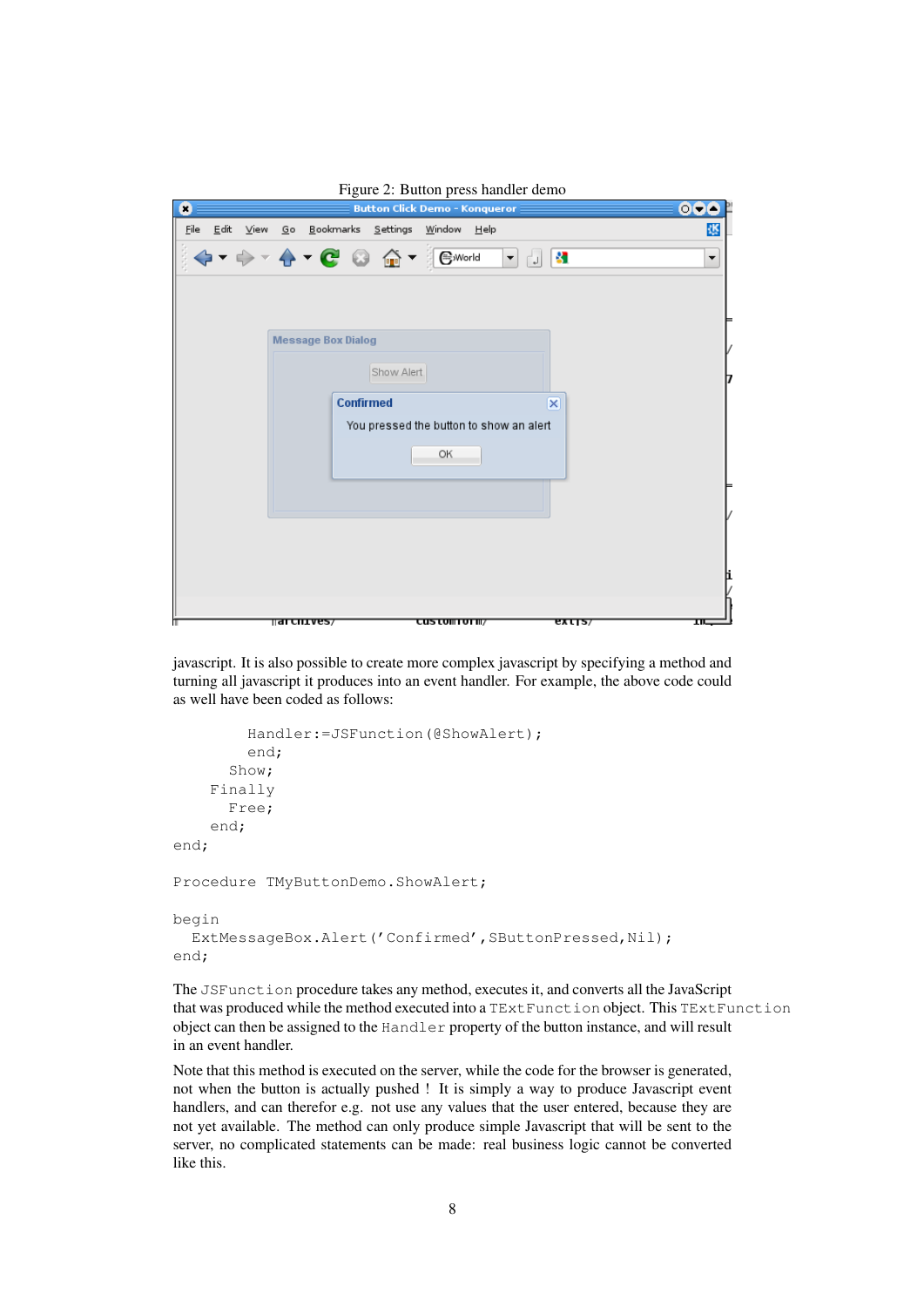Figure 2: Button press handler demo

javascript. It is also possible to create more complex javascript by specifying a method and turning all javascript it produces into an event handler. For example, the above code could as well have been coded as follows:

```
        Handler:=JSFunction(@ShowAlert);
        end;
      Show;
    Finally
      Free;
    end;
end;

Procedure TMyButtonDemo.ShowAlert;

begin
  ExtMessageBox.Alert('Confirmed',SButtonPressed,Nil);
end;
```

The `JSFunction` procedure takes any method, executes it, and converts all the JavaScript that was produced while the method executed into a `TExtFunction` object. This `TExtFunction` object can then be assigned to the `Handler` property of the button instance, and will result in an event handler.

Note that this method is executed on the server, while the code for the browser is generated, not when the button is actually pushed ! It is simply a way to produce Javascript event handlers, and can therefor e.g. not use any values that the user entered, because they are not yet available. The method can only produce simple Javascript that will be sent to the server, no complicated statements can be made: real business logic cannot be converted like this.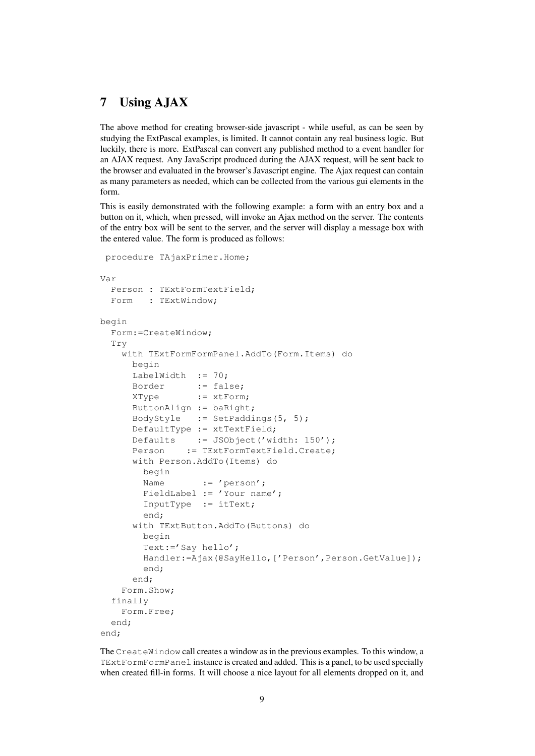# 7 Using AJAX

The above method for creating browser-side javascript - while useful, as can be seen by studying the ExtPascal examples, is limited. It cannot contain any real business logic. But luckily, there is more. ExtPascal can convert any published method to a event handler for an AJAX request. Any JavaScript produced during the AJAX request, will be sent back to the browser and evaluated in the browser's Javascript engine. The Ajax request can contain as many parameters as needed, which can be collected from the various gui elements in the form.

This is easily demonstrated with the following example: a form with an entry box and a button on it, which, when pressed, will invoke an Ajax method on the server. The contents of the entry box will be sent to the server, and the server will display a message box with the entered value. The form is produced as follows:

```
 procedure TAjaxPrimer.Home;

Var
  Person : TExtFormTextField;
  Form   : TExtWindow;

begin
  Form:=CreateWindow;
  Try
    with TExtFormFormPanel.AddTo(Form.Items) do
      begin
      LabelWidth  := 70;
      Border      := false;
      XType       := xtForm;
      ButtonAlign := baRight;
      BodyStyle   := SetPaddings(5, 5);
      DefaultType := xtTextField;
      Defaults    := JSObject('width: 150');
      Person    := TExtFormTextField.Create;
      with Person.AddTo(Items) do
        begin
        Name       := 'person';
        FieldLabel := 'Your name';
        InputType  := itText;
        end;
      with TExtButton.AddTo(Buttons) do
        begin
        Text:='Say hello';
        Handler:=Ajax(@SayHello,['Person',Person.GetValue]);
        end;
      end;
    Form.Show;
  finally
    Form.Free;
  end;
end;
```

The `CreateWindow` call creates a window as in the previous examples. To this window, a `TExtFormFormPanel` instance is created and added. This is a panel, to be used specially when created fill-in forms. It will choose a nice layout for all elements dropped on it, and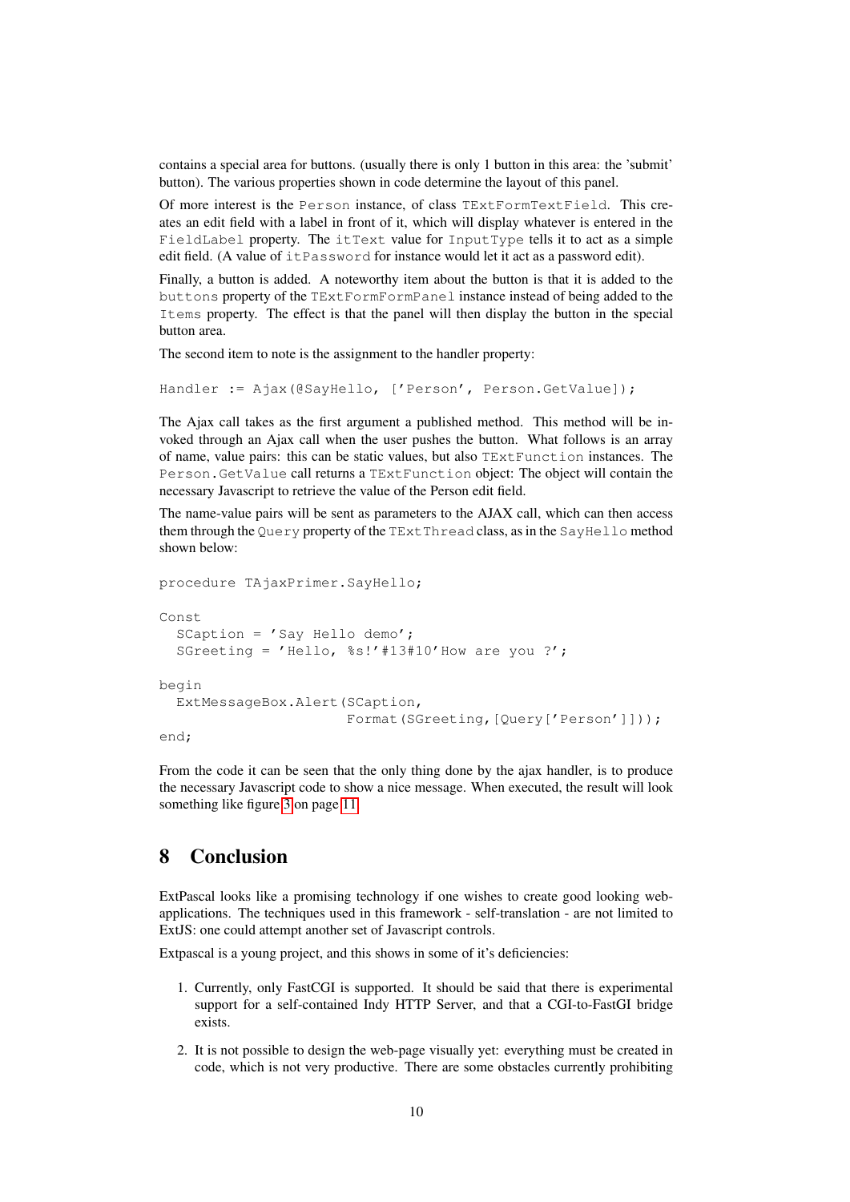contains a special area for buttons. (usually there is only 1 button in this area: the 'submit' button). The various properties shown in code determine the layout of this panel.

Of more interest is the `Person` instance, of class `TExtFormTextField`. This creates an edit field with a label in front of it, which will display whatever is entered in the `FieldLabel` property. The `itText` value for `InputType` tells it to act as a simple edit field. (A value of `itPassword` for instance would let it act as a password edit).

Finally, a button is added. A noteworthy item about the button is that it is added to the `buttons` property of the `TExtFormFormPanel` instance instead of being added to the `Items` property. The effect is that the panel will then display the button in the special button area.

The second item to note is the assignment to the handler property:

```
Handler := Ajax(@SayHello, ['Person', Person.GetValue]);
```

The Ajax call takes as the first argument a published method. This method will be invoked through an Ajax call when the user pushes the button. What follows is an array of name, value pairs: this can be static values, but also `TExtFunction` instances. The `Person.GetValue` call returns a `TExtFunction` object: The object will contain the necessary Javascript to retrieve the value of the Person edit field.

The name-value pairs will be sent as parameters to the AJAX call, which can then access them through the `Query` property of the `TExtThread` class, as in the `SayHello` method shown below:

```
procedure TAjaxPrimer.SayHello;

Const
  SCaption = 'Say Hello demo';
  SGreeting = 'Hello, %s!'#13#10'How are you ?';

begin
  ExtMessageBox.Alert(SCaption,
                      Format(SGreeting,[Query['Person']]));
end;
```

From the code it can be seen that the only thing done by the ajax handler, is to produce the necessary Javascript code to show a nice message. When executed, the result will look something like figure 3 on page 11.

## 8 Conclusion

ExtPascal looks like a promising technology if one wishes to create good looking web-applications. The techniques used in this framework - self-translation - are not limited to ExtJS: one could attempt another set of Javascript controls.

Extpascal is a young project, and this shows in some of it's deficiencies:

1. Currently, only FastCGI is supported. It should be said that there is experimental support for a self-contained Indy HTTP Server, and that a CGI-to-FastGI bridge exists.
2. It is not possible to design the web-page visually yet: everything must be created in code, which is not very productive. There are some obstacles currently prohibiting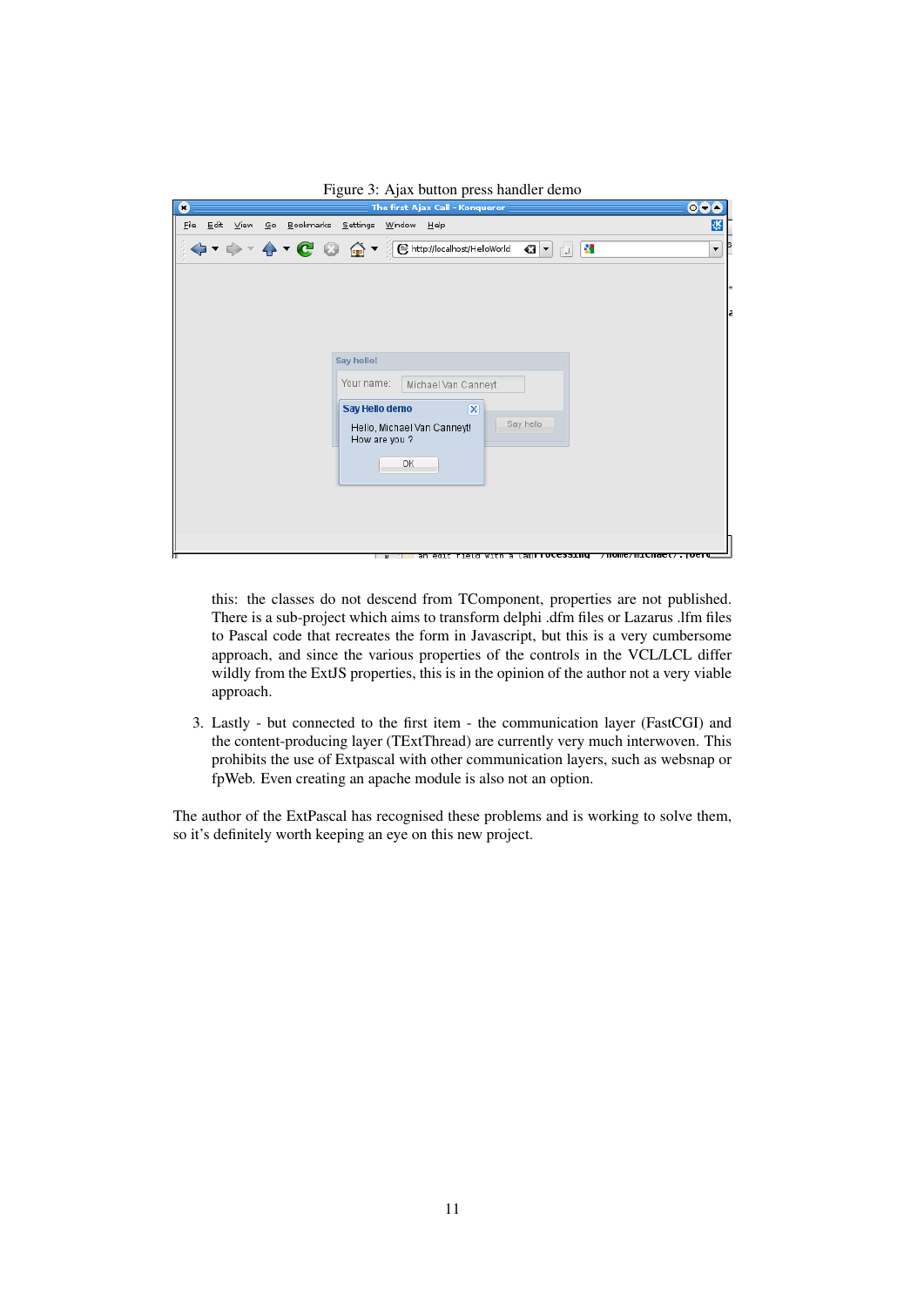Figure 3: Ajax button press handler demo

this: the classes do not descend from TComponent, properties are not published. There is a sub-project which aims to transform delphi .dfm files or Lazarus .lfm files to Pascal code that recreates the form in Javascript, but this is a very cumbersome approach, and since the various properties of the controls in the VCL/LCL differ wildly from the ExtJS properties, this is in the opinion of the author not a very viable approach.

3. Lastly - but connected to the first item - the communication layer (FastCGI) and the content-producing layer (TExtThread) are currently very much interwoven. This prohibits the use of Extpascal with other communication layers, such as websnap or fpWeb. Even creating an apache module is also not an option.

The author of the ExtPascal has recognised these problems and is working to solve them, so it's definitely worth keeping an eye on this new project.